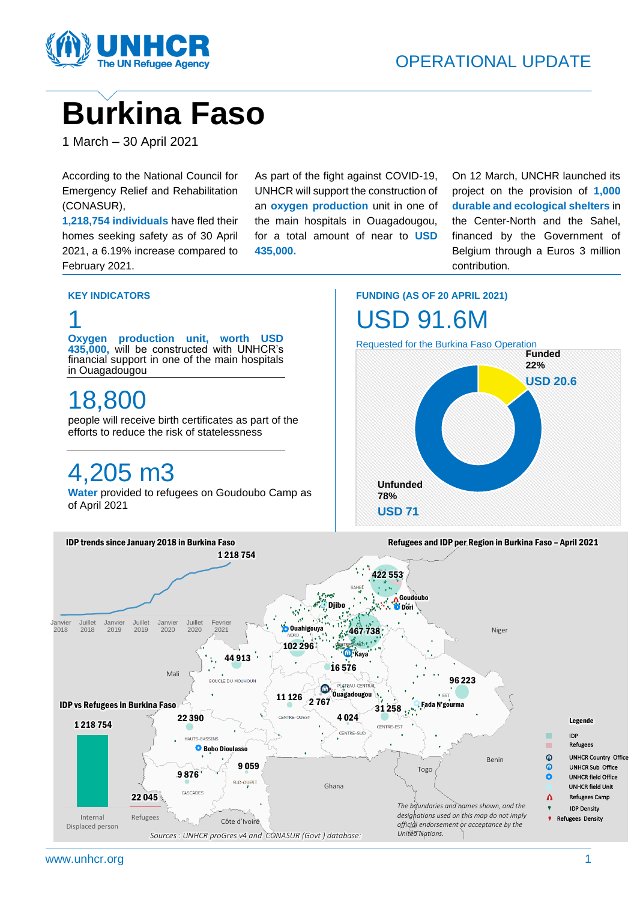OPERATIONAL UPDATE

# Burkina Faso

1 March – 30 April 2021

According to the National Council for Emergency Relief and Rehabilitation (CONASUR), **1,218,754 individuals** have fled their homes seeking safety as of 30 April 2021, a 6.19% increase compared to February 2021.

As part of the fight against COVID-19, UNHCR will support the construction of an **oxygen production** unit in one of the main hospitals in Ouagadougou, for a total amount of near to **USD 435,000.**

On 12 March, UNCHR launched its project on the provision of **1,000 durable and ecological shelters** in the Center-North and the Sahel, financed by the Government of Belgium through a Euros 3 million contribution.

## KEY INDICATORS

**1**

**Oxygen production unit, worth USD 435,000,** will be constructed with UNHCR's financial support in one of the main hospitals in Ouagadougou

**18,800**

people will receive birth certificates as part of the efforts to reduce the risk of statelessness

**4,205 m3**

**Water** provided to refugees on Goudoubo Camp as of April 2021

## FUNDING (AS OF 20 APRIL 2021)

**USD 91.6M**

Requested for the Burkina Faso Operation

- Funded 22% — USD 20.6
- Unfunded 78% — USD 71

## IDP trends since January 2018 in Burkina Faso

1 218 754

Janvier 2018, Juillet 2018, Janvier 2019, Juillet 2019, Janvier 2020, Juillet 2020, Fevrier 2021

## IDP vs Refugees in Burkina Faso

| Internal Displaced person | Refugees |
|---|---|
| 1 218 754 | 22 045 |

## Refugees and IDP per Region in Burkina Faso – April 2021

Sahel: 422 553; Centre-Nord: 467 738; Nord: 102 296; Boucle du Mouhoun: 44 913; Plateau-Central: 16 576; Est: 96 223; Centre-Ouest: 11 126; Centre: 2 767; Centre-Est: 31 258; Centre-Sud: 4 024; Hauts-Bassins: 22 390; Sud-Ouest: 9 059; Cascades: 9 876

Locations: Djibo, Goudoubo, Dori, Ouahigouya, Kaya, Ouagadougou, Fada N'gourma, Bobo Dioulasso

Legende: IDP; Refugees; UNHCR Country Office; UNHCR Sub Office; UNHCR field Office; UNHCR field Unit; Refugees Camp; IDP Density; Refugees Density

*The boundaries and names shown, and the designations used on this map do not imply official endorsement or acceptance by the United Nations.*

*Sources : UNHCR proGres v4 and CONASUR (Govt ) database:*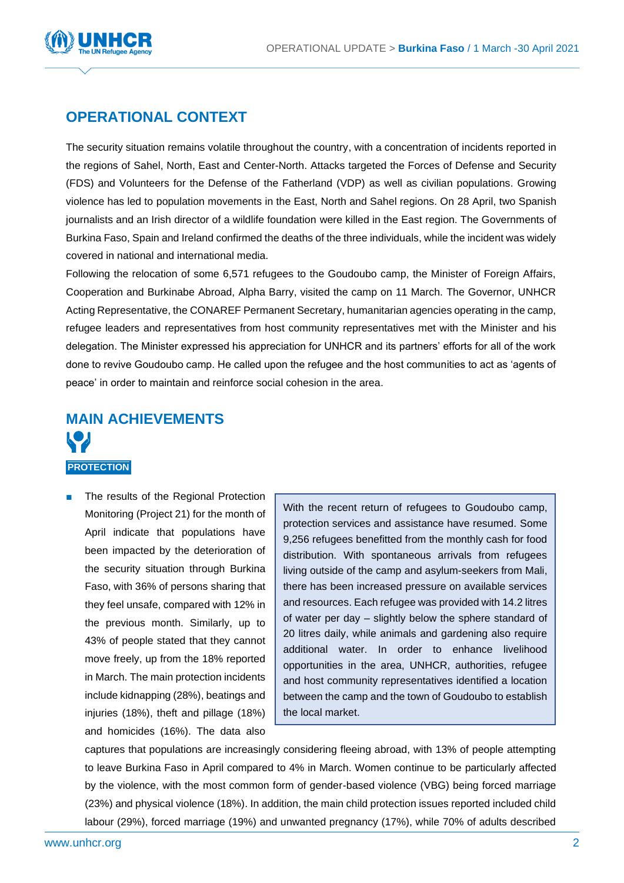## OPERATIONAL CONTEXT

The security situation remains volatile throughout the country, with a concentration of incidents reported in the regions of Sahel, North, East and Center-North. Attacks targeted the Forces of Defense and Security (FDS) and Volunteers for the Defense of the Fatherland (VDP) as well as civilian populations. Growing violence has led to population movements in the East, North and Sahel regions. On 28 April, two Spanish journalists and an Irish director of a wildlife foundation were killed in the East region. The Governments of Burkina Faso, Spain and Ireland confirmed the deaths of the three individuals, while the incident was widely covered in national and international media.

Following the relocation of some 6,571 refugees to the Goudoubo camp, the Minister of Foreign Affairs, Cooperation and Burkinabe Abroad, Alpha Barry, visited the camp on 11 March. The Governor, UNHCR Acting Representative, the CONAREF Permanent Secretary, humanitarian agencies operating in the camp, refugee leaders and representatives from host community representatives met with the Minister and his delegation. The Minister expressed his appreciation for UNHCR and its partners' efforts for all of the work done to revive Goudoubo camp. He called upon the refugee and the host communities to act as 'agents of peace' in order to maintain and reinforce social cohesion in the area.

## MAIN ACHIEVEMENTS

**PROTECTION**

> With the recent return of refugees to Goudoubo camp, protection services and assistance have resumed. Some 9,256 refugees benefitted from the monthly cash for food distribution. With spontaneous arrivals from refugees living outside of the camp and asylum-seekers from Mali, there has been increased pressure on available services and resources. Each refugee was provided with 14.2 litres of water per day – slightly below the sphere standard of 20 litres daily, while animals and gardening also require additional water. In order to enhance livelihood opportunities in the area, UNHCR, authorities, refugee and host community representatives identified a location between the camp and the town of Goudoubo to establish the local market.

- The results of the Regional Protection Monitoring (Project 21) for the month of April indicate that populations have been impacted by the deterioration of the security situation through Burkina Faso, with 36% of persons sharing that they feel unsafe, compared with 12% in the previous month. Similarly, up to 43% of people stated that they cannot move freely, up from the 18% reported in March. The main protection incidents include kidnapping (28%), beatings and injuries (18%), theft and pillage (18%) and homicides (16%). The data also captures that populations are increasingly considering fleeing abroad, with 13% of people attempting to leave Burkina Faso in April compared to 4% in March. Women continue to be particularly affected by the violence, with the most common form of gender-based violence (VBG) being forced marriage (23%) and physical violence (18%). In addition, the main child protection issues reported included child labour (29%), forced marriage (19%) and unwanted pregnancy (17%), while 70% of adults described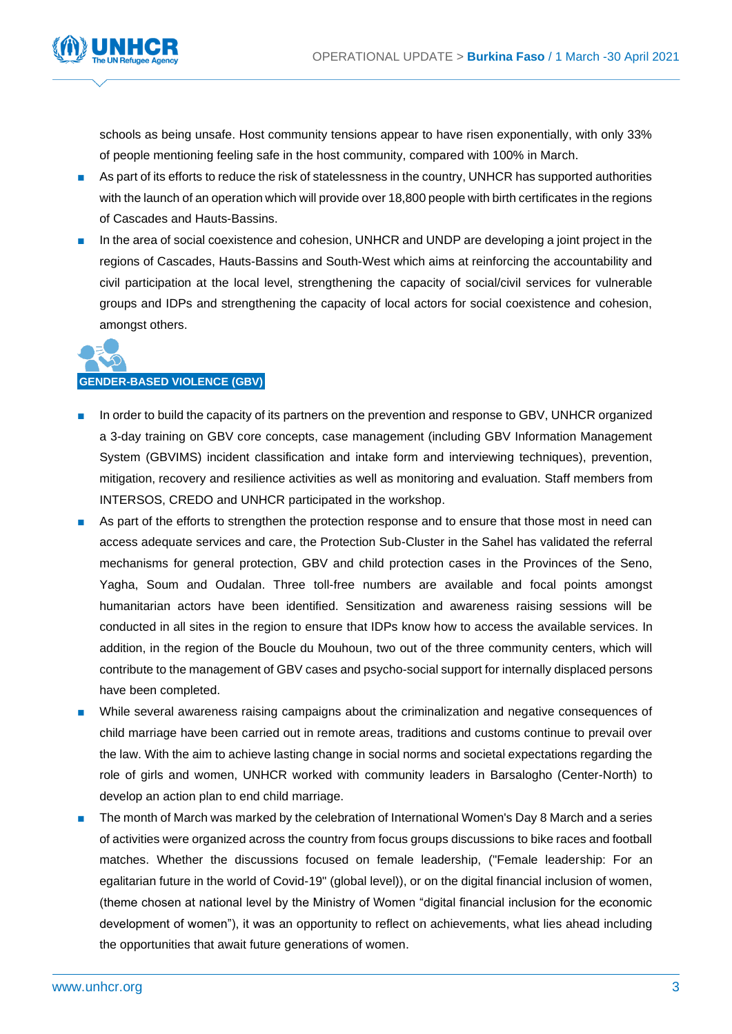schools as being unsafe. Host community tensions appear to have risen exponentially, with only 33% of people mentioning feeling safe in the host community, compared with 100% in March.

- As part of its efforts to reduce the risk of statelessness in the country, UNHCR has supported authorities with the launch of an operation which will provide over 18,800 people with birth certificates in the regions of Cascades and Hauts-Bassins.
- In the area of social coexistence and cohesion, UNHCR and UNDP are developing a joint project in the regions of Cascades, Hauts-Bassins and South-West which aims at reinforcing the accountability and civil participation at the local level, strengthening the capacity of social/civil services for vulnerable groups and IDPs and strengthening the capacity of local actors for social coexistence and cohesion, amongst others.

## GENDER-BASED VIOLENCE (GBV)

- In order to build the capacity of its partners on the prevention and response to GBV, UNHCR organized a 3-day training on GBV core concepts, case management (including GBV Information Management System (GBVIMS) incident classification and intake form and interviewing techniques), prevention, mitigation, recovery and resilience activities as well as monitoring and evaluation. Staff members from INTERSOS, CREDO and UNHCR participated in the workshop.
- As part of the efforts to strengthen the protection response and to ensure that those most in need can access adequate services and care, the Protection Sub-Cluster in the Sahel has validated the referral mechanisms for general protection, GBV and child protection cases in the Provinces of the Seno, Yagha, Soum and Oudalan. Three toll-free numbers are available and focal points amongst humanitarian actors have been identified. Sensitization and awareness raising sessions will be conducted in all sites in the region to ensure that IDPs know how to access the available services. In addition, in the region of the Boucle du Mouhoun, two out of the three community centers, which will contribute to the management of GBV cases and psycho-social support for internally displaced persons have been completed.
- While several awareness raising campaigns about the criminalization and negative consequences of child marriage have been carried out in remote areas, traditions and customs continue to prevail over the law. With the aim to achieve lasting change in social norms and societal expectations regarding the role of girls and women, UNHCR worked with community leaders in Barsalogho (Center-North) to develop an action plan to end child marriage.
- The month of March was marked by the celebration of International Women's Day 8 March and a series of activities were organized across the country from focus groups discussions to bike races and football matches. Whether the discussions focused on female leadership, ("Female leadership: For an egalitarian future in the world of Covid-19" (global level)), or on the digital financial inclusion of women, (theme chosen at national level by the Ministry of Women "digital financial inclusion for the economic development of women"), it was an opportunity to reflect on achievements, what lies ahead including the opportunities that await future generations of women.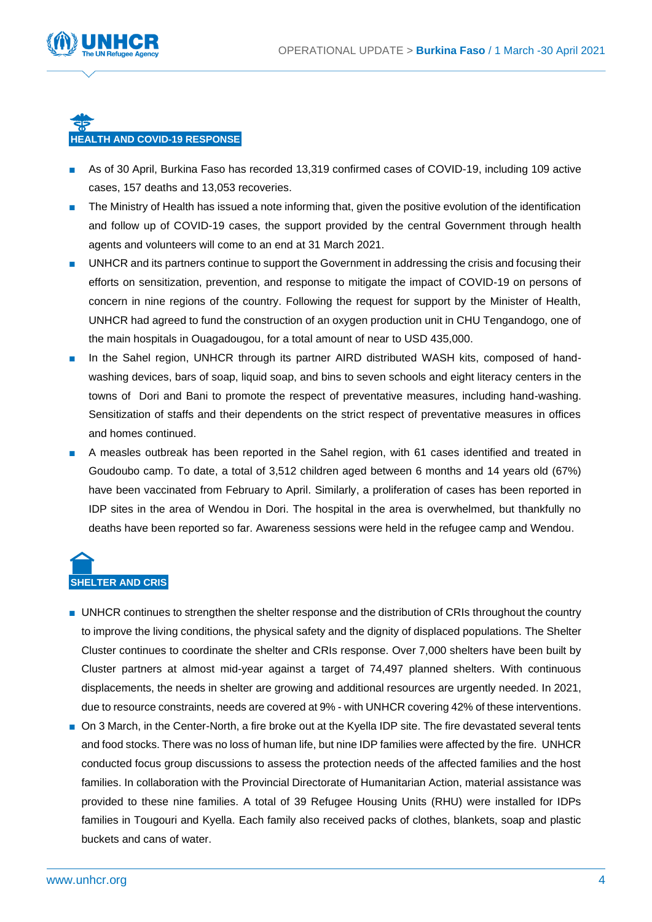## HEALTH AND COVID-19 RESPONSE

- As of 30 April, Burkina Faso has recorded 13,319 confirmed cases of COVID-19, including 109 active cases, 157 deaths and 13,053 recoveries.
- The Ministry of Health has issued a note informing that, given the positive evolution of the identification and follow up of COVID-19 cases, the support provided by the central Government through health agents and volunteers will come to an end at 31 March 2021.
- UNHCR and its partners continue to support the Government in addressing the crisis and focusing their efforts on sensitization, prevention, and response to mitigate the impact of COVID-19 on persons of concern in nine regions of the country. Following the request for support by the Minister of Health, UNHCR had agreed to fund the construction of an oxygen production unit in CHU Tengandogo, one of the main hospitals in Ouagadougou, for a total amount of near to USD 435,000.
- In the Sahel region, UNHCR through its partner AIRD distributed WASH kits, composed of hand-washing devices, bars of soap, liquid soap, and bins to seven schools and eight literacy centers in the towns of Dori and Bani to promote the respect of preventative measures, including hand-washing. Sensitization of staffs and their dependents on the strict respect of preventative measures in offices and homes continued.
- A measles outbreak has been reported in the Sahel region, with 61 cases identified and treated in Goudoubo camp. To date, a total of 3,512 children aged between 6 months and 14 years old (67%) have been vaccinated from February to April. Similarly, a proliferation of cases has been reported in IDP sites in the area of Wendou in Dori. The hospital in the area is overwhelmed, but thankfully no deaths have been reported so far. Awareness sessions were held in the refugee camp and Wendou.

## SHELTER AND CRIS

- UNHCR continues to strengthen the shelter response and the distribution of CRIs throughout the country to improve the living conditions, the physical safety and the dignity of displaced populations. The Shelter Cluster continues to coordinate the shelter and CRIs response. Over 7,000 shelters have been built by Cluster partners at almost mid-year against a target of 74,497 planned shelters. With continuous displacements, the needs in shelter are growing and additional resources are urgently needed. In 2021, due to resource constraints, needs are covered at 9% - with UNHCR covering 42% of these interventions.
- On 3 March, in the Center-North, a fire broke out at the Kyella IDP site. The fire devastated several tents and food stocks. There was no loss of human life, but nine IDP families were affected by the fire. UNHCR conducted focus group discussions to assess the protection needs of the affected families and the host families. In collaboration with the Provincial Directorate of Humanitarian Action, material assistance was provided to these nine families. A total of 39 Refugee Housing Units (RHU) were installed for IDPs families in Tougouri and Kyella. Each family also received packs of clothes, blankets, soap and plastic buckets and cans of water.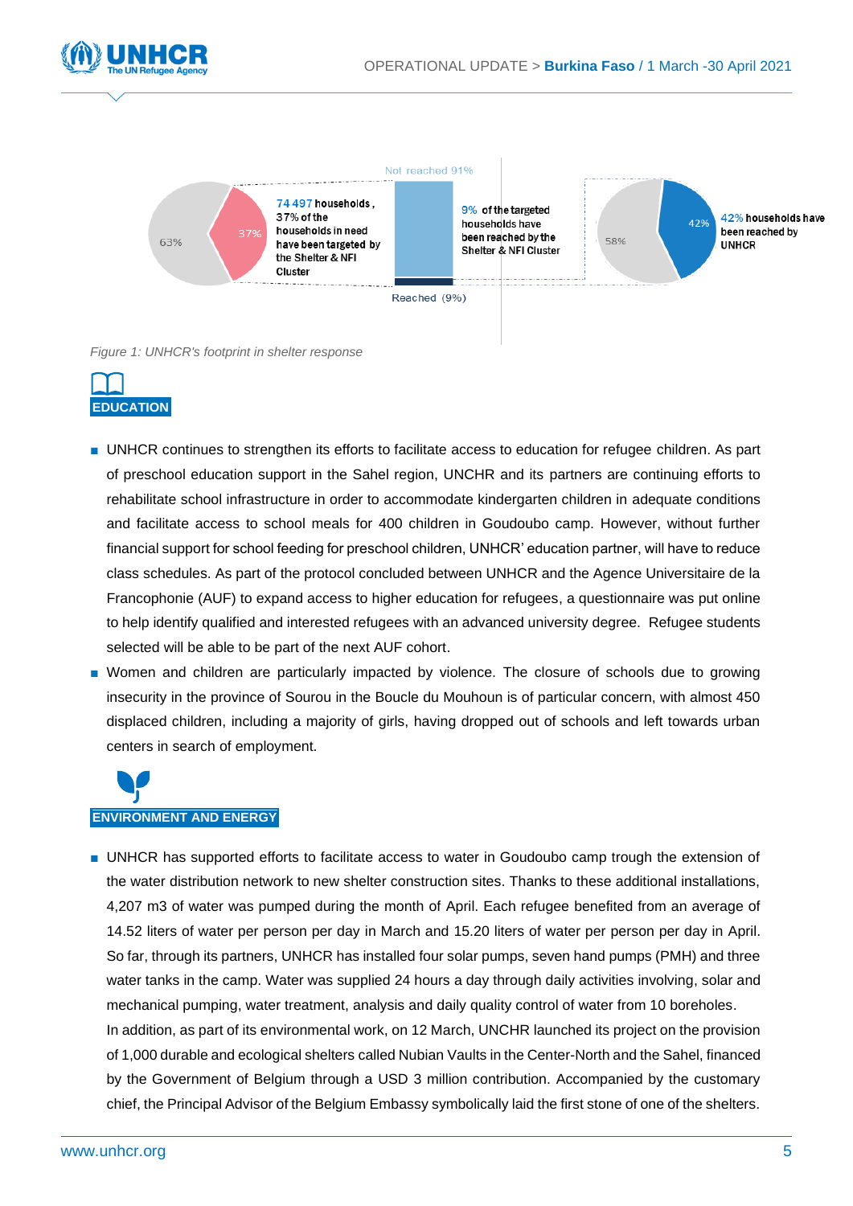63% | 37% — **74 497 households**, 37% of the households in need have been targeted by the Shelter & NFI Cluster

Not reached 91% / Reached (9%) — **9% of the targeted households have been reached by the Shelter & NFI Cluster**

58% | 42% — **42% households have been reached by UNHCR**

*Figure 1: UNHCR's footprint in shelter response*

## EDUCATION

- UNHCR continues to strengthen its efforts to facilitate access to education for refugee children. As part of preschool education support in the Sahel region, UNCHR and its partners are continuing efforts to rehabilitate school infrastructure in order to accommodate kindergarten children in adequate conditions and facilitate access to school meals for 400 children in Goudoubo camp. However, without further financial support for school feeding for preschool children, UNHCR' education partner, will have to reduce class schedules. As part of the protocol concluded between UNHCR and the Agence Universitaire de la Francophonie (AUF) to expand access to higher education for refugees, a questionnaire was put online to help identify qualified and interested refugees with an advanced university degree. Refugee students selected will be able to be part of the next AUF cohort.
- Women and children are particularly impacted by violence. The closure of schools due to growing insecurity in the province of Sourou in the Boucle du Mouhoun is of particular concern, with almost 450 displaced children, including a majority of girls, having dropped out of schools and left towards urban centers in search of employment.

## ENVIRONMENT AND ENERGY

- UNHCR has supported efforts to facilitate access to water in Goudoubo camp trough the extension of the water distribution network to new shelter construction sites. Thanks to these additional installations, 4,207 m3 of water was pumped during the month of April. Each refugee benefited from an average of 14.52 liters of water per person per day in March and 15.20 liters of water per person per day in April. So far, through its partners, UNHCR has installed four solar pumps, seven hand pumps (PMH) and three water tanks in the camp. Water was supplied 24 hours a day through daily activities involving, solar and mechanical pumping, water treatment, analysis and daily quality control of water from 10 boreholes.

  In addition, as part of its environmental work, on 12 March, UNCHR launched its project on the provision of 1,000 durable and ecological shelters called Nubian Vaults in the Center-North and the Sahel, financed by the Government of Belgium through a USD 3 million contribution. Accompanied by the customary chief, the Principal Advisor of the Belgium Embassy symbolically laid the first stone of one of the shelters.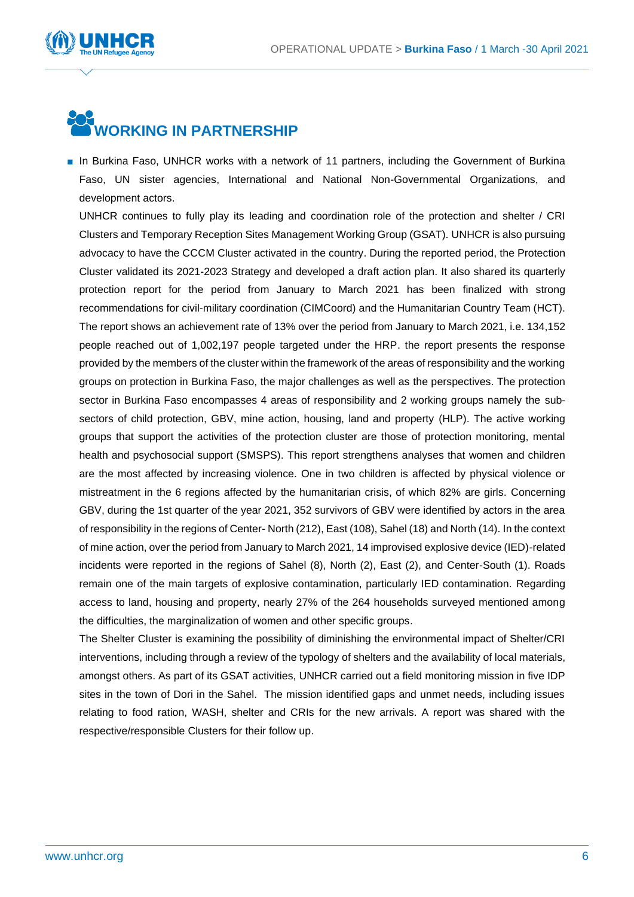# WORKING IN PARTNERSHIP

- In Burkina Faso, UNHCR works with a network of 11 partners, including the Government of Burkina Faso, UN sister agencies, International and National Non-Governmental Organizations, and development actors.

  UNHCR continues to fully play its leading and coordination role of the protection and shelter / CRI Clusters and Temporary Reception Sites Management Working Group (GSAT). UNHCR is also pursuing advocacy to have the CCCM Cluster activated in the country. During the reported period, the Protection Cluster validated its 2021-2023 Strategy and developed a draft action plan. It also shared its quarterly protection report for the period from January to March 2021 has been finalized with strong recommendations for civil-military coordination (CIMCoord) and the Humanitarian Country Team (HCT). The report shows an achievement rate of 13% over the period from January to March 2021, i.e. 134,152 people reached out of 1,002,197 people targeted under the HRP. the report presents the response provided by the members of the cluster within the framework of the areas of responsibility and the working groups on protection in Burkina Faso, the major challenges as well as the perspectives. The protection sector in Burkina Faso encompasses 4 areas of responsibility and 2 working groups namely the sub-sectors of child protection, GBV, mine action, housing, land and property (HLP). The active working groups that support the activities of the protection cluster are those of protection monitoring, mental health and psychosocial support (SMSPS). This report strengthens analyses that women and children are the most affected by increasing violence. One in two children is affected by physical violence or mistreatment in the 6 regions affected by the humanitarian crisis, of which 82% are girls. Concerning GBV, during the 1st quarter of the year 2021, 352 survivors of GBV were identified by actors in the area of responsibility in the regions of Center- North (212), East (108), Sahel (18) and North (14). In the context of mine action, over the period from January to March 2021, 14 improvised explosive device (IED)-related incidents were reported in the regions of Sahel (8), North (2), East (2), and Center-South (1). Roads remain one of the main targets of explosive contamination, particularly IED contamination. Regarding access to land, housing and property, nearly 27% of the 264 households surveyed mentioned among the difficulties, the marginalization of women and other specific groups.

  The Shelter Cluster is examining the possibility of diminishing the environmental impact of Shelter/CRI interventions, including through a review of the typology of shelters and the availability of local materials, amongst others. As part of its GSAT activities, UNHCR carried out a field monitoring mission in five IDP sites in the town of Dori in the Sahel. The mission identified gaps and unmet needs, including issues relating to food ration, WASH, shelter and CRIs for the new arrivals. A report was shared with the respective/responsible Clusters for their follow up.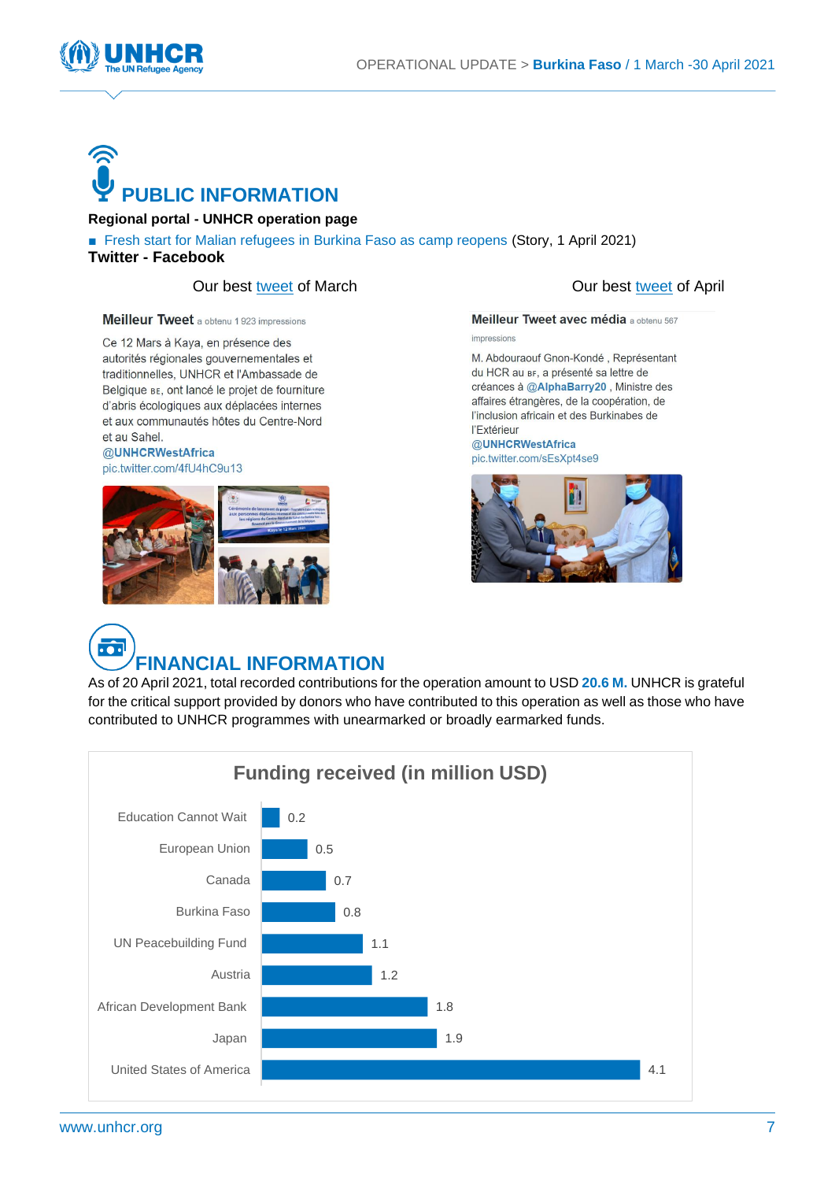# PUBLIC INFORMATION

**Regional portal - UNHCR operation page**

- Fresh start for Malian refugees in Burkina Faso as camp reopens (Story, 1 April 2021)

**Twitter - Facebook**

Our best tweet of March

**Meilleur Tweet** a obtenu 1 923 impressions

Ce 12 Mars à Kaya, en présence des autorités régionales gouvernementales et traditionnelles, UNHCR et l'Ambassade de Belgique BE, ont lancé le projet de fourniture d'abris écologiques aux déplacées internes et aux communautés hôtes du Centre-Nord et au Sahel.
@UNHCRWestAfrica
pic.twitter.com/4fU4hC9u13

Our best tweet of April

**Meilleur Tweet avec média** a obtenu 567 impressions

M. Abdouraouf Gnon-Kondé , Représentant du HCR au BF, a présenté sa lettre de créances à @AlphaBarry20 , Ministre des affaires étrangères, de la coopération, de l'inclusion africain et des Burkinabes de l'Extérieur
@UNHCRWestAfrica
pic.twitter.com/sEsXpt4se9

# FINANCIAL INFORMATION

As of 20 April 2021, total recorded contributions for the operation amount to USD **20.6 M.** UNHCR is grateful for the critical support provided by donors who have contributed to this operation as well as those who have contributed to UNHCR programmes with unearmarked or broadly earmarked funds.

**Funding received (in million USD)**

| Donor | Funding (million USD) |
| --- | --- |
| Education Cannot Wait | 0.2 |
| European Union | 0.5 |
| Canada | 0.7 |
| Burkina Faso | 0.8 |
| UN Peacebuilding Fund | 1.1 |
| Austria | 1.2 |
| African Development Bank | 1.8 |
| Japan | 1.9 |
| United States of America | 4.1 |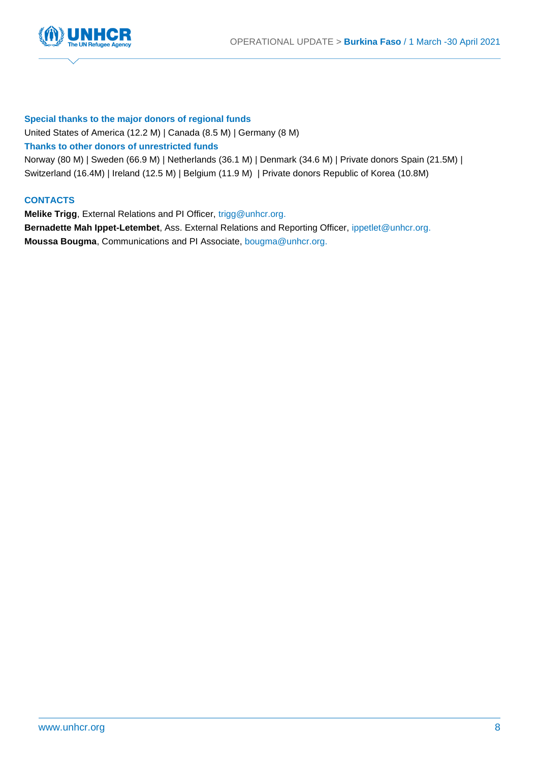**Special thanks to the major donors of regional funds**

United States of America (12.2 M) | Canada (8.5 M) | Germany (8 M)

**Thanks to other donors of unrestricted funds**

Norway (80 M) | Sweden (66.9 M) | Netherlands (36.1 M) | Denmark (34.6 M) | Private donors Spain (21.5M) | Switzerland (16.4M) | Ireland (12.5 M) | Belgium (11.9 M) | Private donors Republic of Korea (10.8M)

## CONTACTS

**Melike Trigg**, External Relations and PI Officer, trigg@unhcr.org.

**Bernadette Mah Ippet-Letembet**, Ass. External Relations and Reporting Officer, ippetlet@unhcr.org.

**Moussa Bougma**, Communications and PI Associate, bougma@unhcr.org.